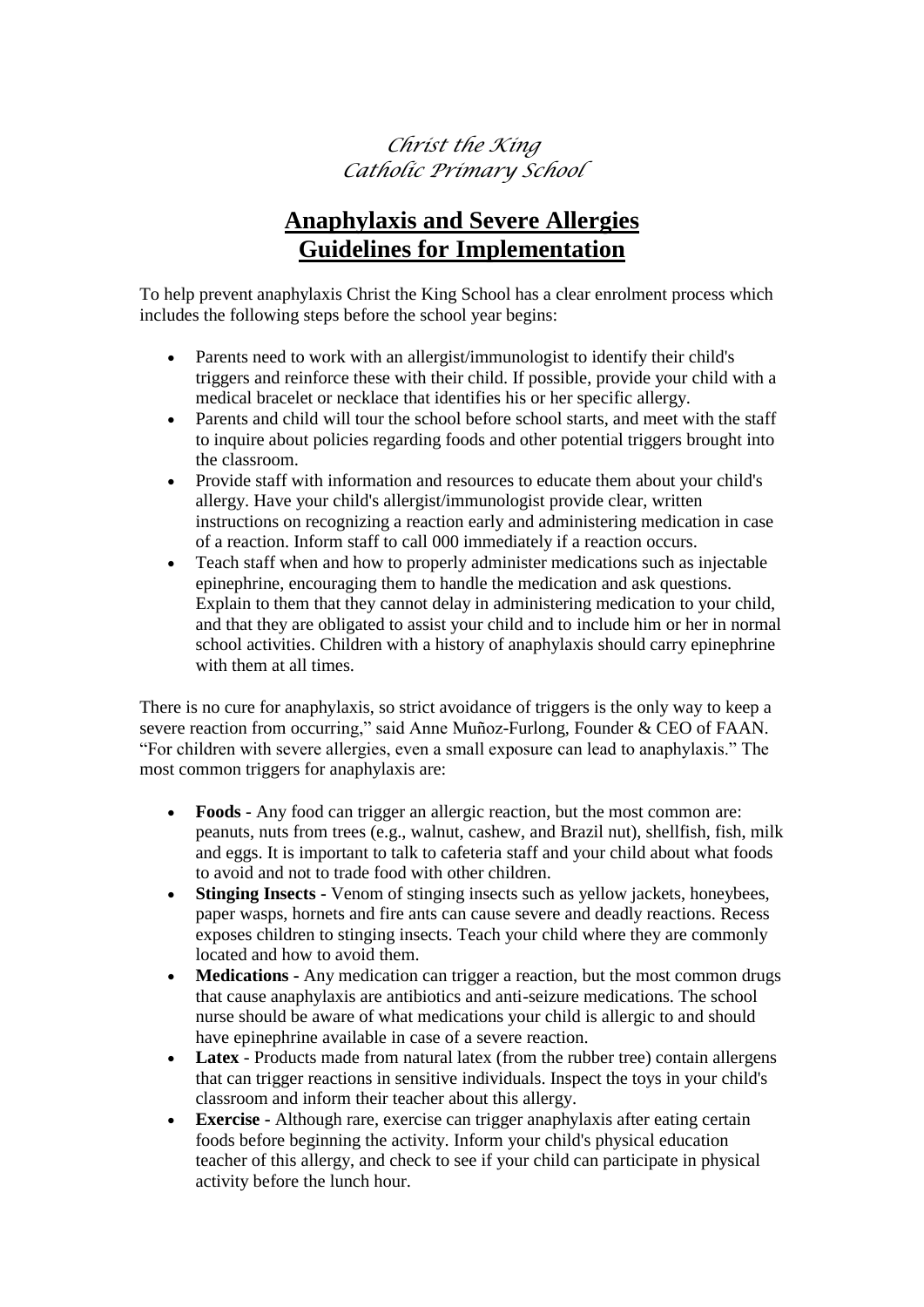*Christ the King*
*Catholic Primary School*

# Anaphylaxis and Severe Allergies Guidelines for Implementation

To help prevent anaphylaxis Christ the King School has a clear enrolment process which includes the following steps before the school year begins:

- Parents need to work with an allergist/immunologist to identify their child's triggers and reinforce these with their child. If possible, provide your child with a medical bracelet or necklace that identifies his or her specific allergy.
- Parents and child will tour the school before school starts, and meet with the staff to inquire about policies regarding foods and other potential triggers brought into the classroom.
- Provide staff with information and resources to educate them about your child's allergy. Have your child's allergist/immunologist provide clear, written instructions on recognizing a reaction early and administering medication in case of a reaction. Inform staff to call 000 immediately if a reaction occurs.
- Teach staff when and how to properly administer medications such as injectable epinephrine, encouraging them to handle the medication and ask questions. Explain to them that they cannot delay in administering medication to your child, and that they are obligated to assist your child and to include him or her in normal school activities. Children with a history of anaphylaxis should carry epinephrine with them at all times.

There is no cure for anaphylaxis, so strict avoidance of triggers is the only way to keep a severe reaction from occurring," said Anne Muñoz-Furlong, Founder & CEO of FAAN. "For children with severe allergies, even a small exposure can lead to anaphylaxis." The most common triggers for anaphylaxis are:

- **Foods** - Any food can trigger an allergic reaction, but the most common are: peanuts, nuts from trees (e.g., walnut, cashew, and Brazil nut), shellfish, fish, milk and eggs. It is important to talk to cafeteria staff and your child about what foods to avoid and not to trade food with other children.
- **Stinging Insects -** Venom of stinging insects such as yellow jackets, honeybees, paper wasps, hornets and fire ants can cause severe and deadly reactions. Recess exposes children to stinging insects. Teach your child where they are commonly located and how to avoid them.
- **Medications -** Any medication can trigger a reaction, but the most common drugs that cause anaphylaxis are antibiotics and anti-seizure medications. The school nurse should be aware of what medications your child is allergic to and should have epinephrine available in case of a severe reaction.
- **Latex** - Products made from natural latex (from the rubber tree) contain allergens that can trigger reactions in sensitive individuals. Inspect the toys in your child's classroom and inform their teacher about this allergy.
- **Exercise -** Although rare, exercise can trigger anaphylaxis after eating certain foods before beginning the activity. Inform your child's physical education teacher of this allergy, and check to see if your child can participate in physical activity before the lunch hour.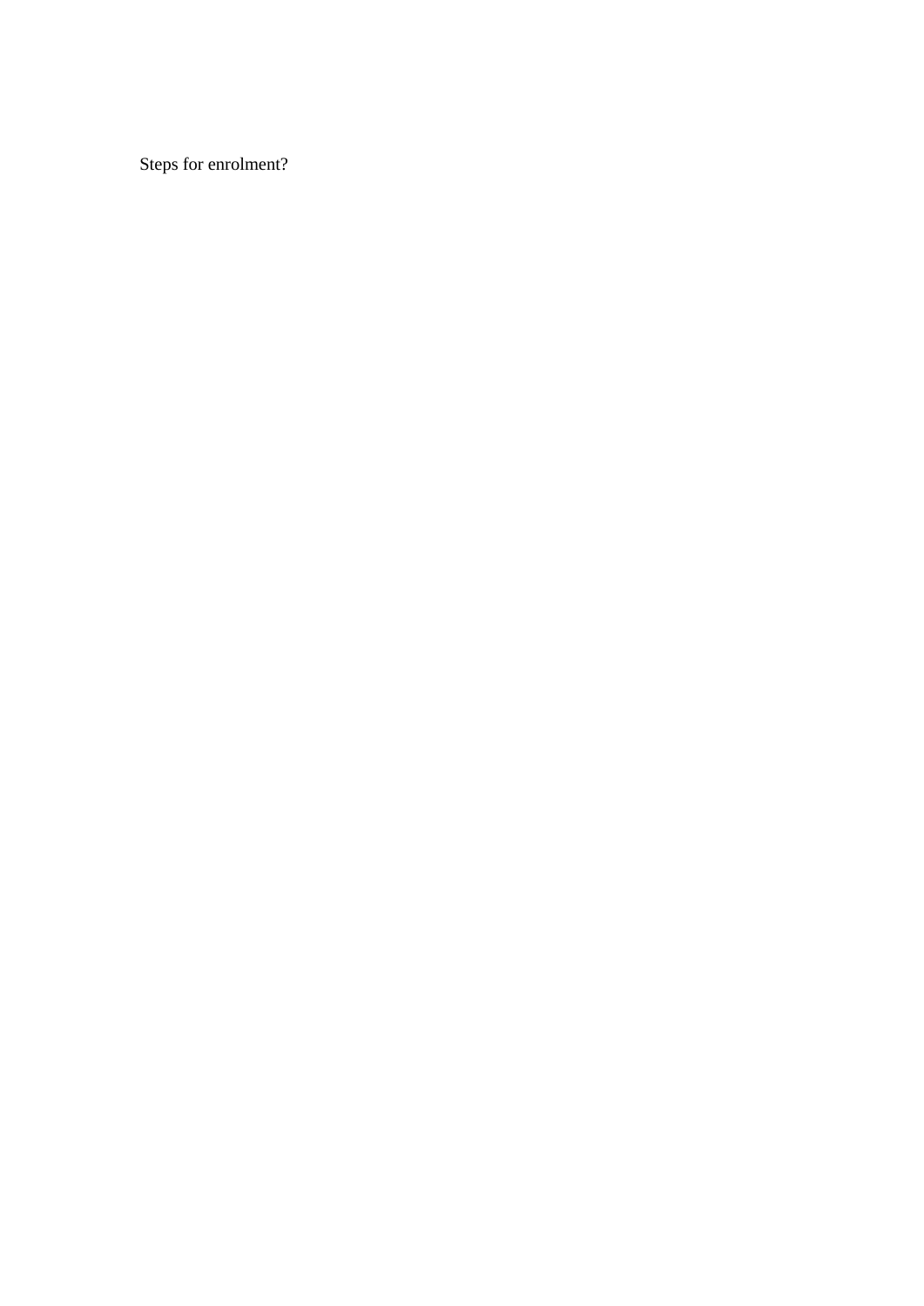Steps for enrolment?